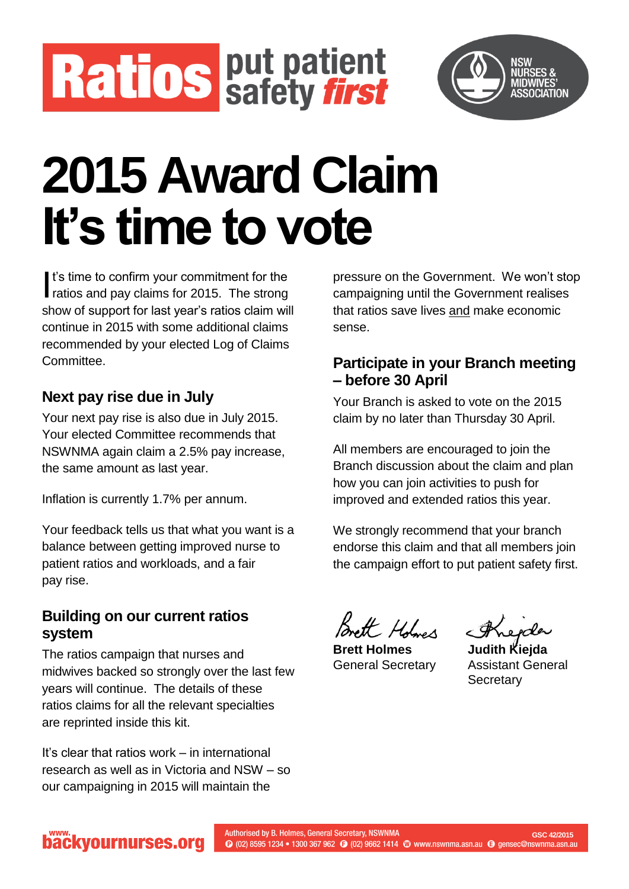**Ratios** put patient safety *first*

NSW NURSES & MIDWIVES' ASSOCIATION

# 2015 Award Claim It's time to vote

It's time to confirm your commitment for the ratios and pay claims for 2015. The strong show of support for last year's ratios claim will continue in 2015 with some additional claims recommended by your elected Log of Claims Committee.

## Next pay rise due in July

Your next pay rise is also due in July 2015. Your elected Committee recommends that NSWNMA again claim a 2.5% pay increase, the same amount as last year.

Inflation is currently 1.7% per annum.

Your feedback tells us that what you want is a balance between getting improved nurse to patient ratios and workloads, and a fair pay rise.

## Building on our current ratios system

The ratios campaign that nurses and midwives backed so strongly over the last few years will continue. The details of these ratios claims for all the relevant specialties are reprinted inside this kit.

It's clear that ratios work – in international research as well as in Victoria and NSW – so our campaigning in 2015 will maintain the pressure on the Government. We won't stop campaigning until the Government realises that ratios save lives and make economic sense.

## Participate in your Branch meeting – before 30 April

Your Branch is asked to vote on the 2015 claim by no later than Thursday 30 April.

All members are encouraged to join the Branch discussion about the claim and plan how you can join activities to push for improved and extended ratios this year.

We strongly recommend that your branch endorse this claim and that all members join the campaign effort to put patient safety first.

**Brett Holmes**
General Secretary

**Judith Kiejda**
Assistant General Secretary

www.backyournurses.org

Authorised by B. Holmes, General Secretary, NSWNMA
P (02) 8595 1234 • 1300 367 962 F (02) 9662 1414 W www.nswnma.asn.au E gensec@nswnma.asn.au

GSC 42/2015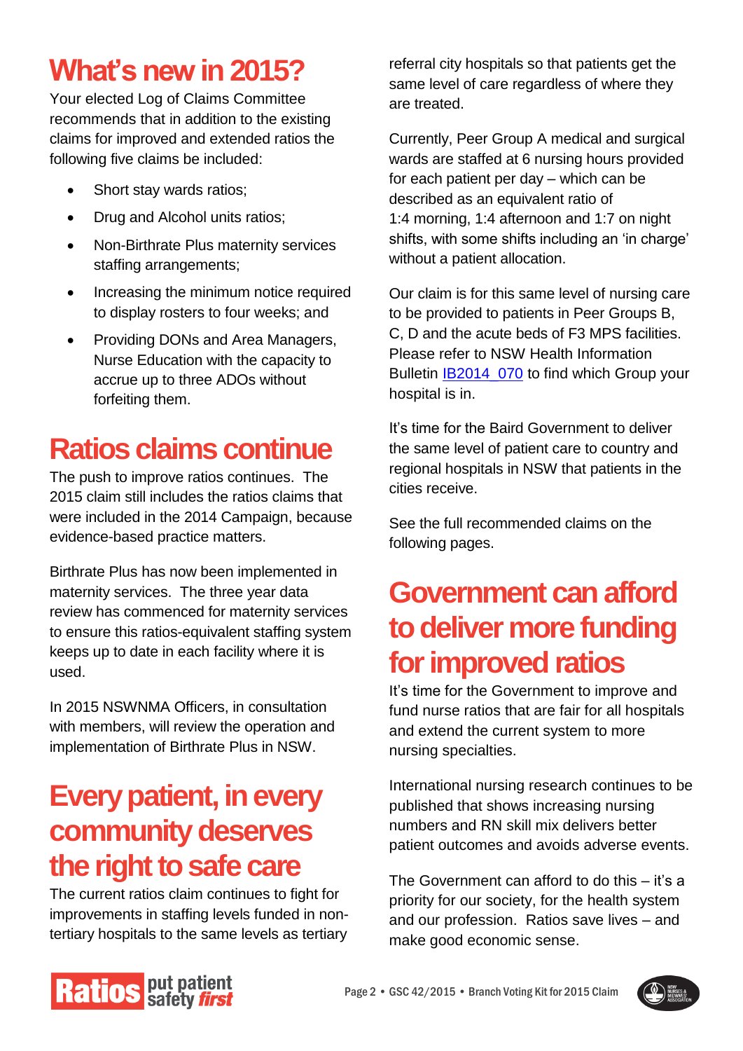# What's new in 2015?

Your elected Log of Claims Committee recommends that in addition to the existing claims for improved and extended ratios the following five claims be included:

- Short stay wards ratios;
- Drug and Alcohol units ratios;
- Non-Birthrate Plus maternity services staffing arrangements;
- Increasing the minimum notice required to display rosters to four weeks; and
- Providing DONs and Area Managers, Nurse Education with the capacity to accrue up to three ADOs without forfeiting them.

# Ratios claims continue

The push to improve ratios continues. The 2015 claim still includes the ratios claims that were included in the 2014 Campaign, because evidence-based practice matters.

Birthrate Plus has now been implemented in maternity services. The three year data review has commenced for maternity services to ensure this ratios-equivalent staffing system keeps up to date in each facility where it is used.

In 2015 NSWNMA Officers, in consultation with members, will review the operation and implementation of Birthrate Plus in NSW.

# Every patient, in every community deserves the right to safe care

The current ratios claim continues to fight for improvements in staffing levels funded in non-tertiary hospitals to the same levels as tertiary referral city hospitals so that patients get the same level of care regardless of where they are treated.

Currently, Peer Group A medical and surgical wards are staffed at 6 nursing hours provided for each patient per day – which can be described as an equivalent ratio of 1:4 morning, 1:4 afternoon and 1:7 on night shifts, with some shifts including an 'in charge' without a patient allocation.

Our claim is for this same level of nursing care to be provided to patients in Peer Groups B, C, D and the acute beds of F3 MPS facilities. Please refer to NSW Health Information Bulletin IB2014_070 to find which Group your hospital is in.

It's time for the Baird Government to deliver the same level of patient care to country and regional hospitals in NSW that patients in the cities receive.

See the full recommended claims on the following pages.

# Government can afford to deliver more funding for improved ratios

It's time for the Government to improve and fund nurse ratios that are fair for all hospitals and extend the current system to more nursing specialties.

International nursing research continues to be published that shows increasing nursing numbers and RN skill mix delivers better patient outcomes and avoids adverse events.

The Government can afford to do this – it's a priority for our society, for the health system and our profession. Ratios save lives – and make good economic sense.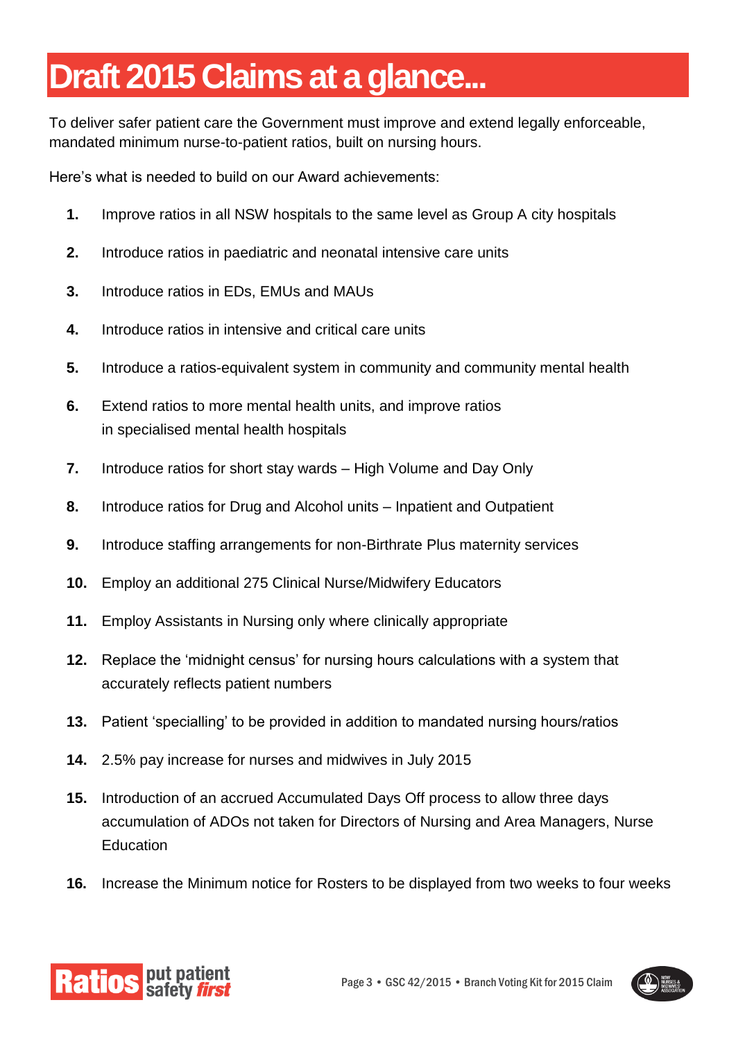# Draft 2015 Claims at a glance...

To deliver safer patient care the Government must improve and extend legally enforceable, mandated minimum nurse-to-patient ratios, built on nursing hours.

Here's what is needed to build on our Award achievements:

1. Improve ratios in all NSW hospitals to the same level as Group A city hospitals
2. Introduce ratios in paediatric and neonatal intensive care units
3. Introduce ratios in EDs, EMUs and MAUs
4. Introduce ratios in intensive and critical care units
5. Introduce a ratios-equivalent system in community and community mental health
6. Extend ratios to more mental health units, and improve ratios in specialised mental health hospitals
7. Introduce ratios for short stay wards – High Volume and Day Only
8. Introduce ratios for Drug and Alcohol units – Inpatient and Outpatient
9. Introduce staffing arrangements for non-Birthrate Plus maternity services
10. Employ an additional 275 Clinical Nurse/Midwifery Educators
11. Employ Assistants in Nursing only where clinically appropriate
12. Replace the 'midnight census' for nursing hours calculations with a system that accurately reflects patient numbers
13. Patient 'specialling' to be provided in addition to mandated nursing hours/ratios
14. 2.5% pay increase for nurses and midwives in July 2015
15. Introduction of an accrued Accumulated Days Off process to allow three days accumulation of ADOs not taken for Directors of Nursing and Area Managers, Nurse Education
16. Increase the Minimum notice for Rosters to be displayed from two weeks to four weeks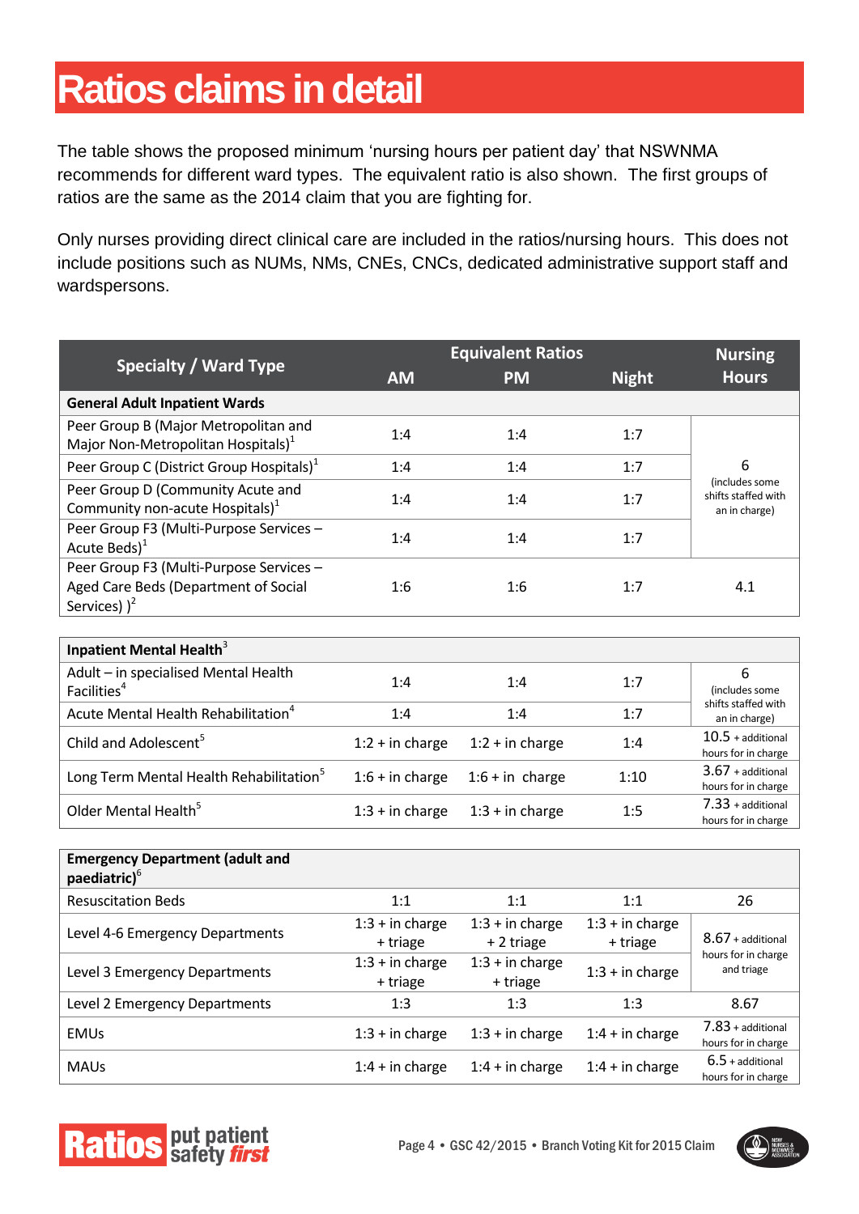# Ratios claims in detail

The table shows the proposed minimum 'nursing hours per patient day' that NSWNMA recommends for different ward types. The equivalent ratio is also shown. The first groups of ratios are the same as the 2014 claim that you are fighting for.

Only nurses providing direct clinical care are included in the ratios/nursing hours. This does not include positions such as NUMs, NMs, CNEs, CNCs, dedicated administrative support staff and wardspersons.

| Specialty / Ward Type | Equivalent Ratios | | | Nursing Hours |
|---|---|---|---|---|
| | AM | PM | Night | |
| **General Adult Inpatient Wards** | | | | |
| Peer Group B (Major Metropolitan and Major Non-Metropolitan Hospitals)[1] | 1:4 | 1:4 | 1:7 | 6 (includes some shifts staffed with an in charge) |
| Peer Group C (District Group Hospitals)[1] | 1:4 | 1:4 | 1:7 | |
| Peer Group D (Community Acute and Community non-acute Hospitals)[1] | 1:4 | 1:4 | 1:7 | |
| Peer Group F3 (Multi-Purpose Services – Acute Beds)[1] | 1:4 | 1:4 | 1:7 | |
| Peer Group F3 (Multi-Purpose Services – Aged Care Beds (Department of Social Services) )[2] | 1:6 | 1:6 | 1:7 | 4.1 |
| **Inpatient Mental Health[3]** | | | | |
| Adult – in specialised Mental Health Facilities[4] | 1:4 | 1:4 | 1:7 | 6 (includes some shifts staffed with an in charge) |
| Acute Mental Health Rehabilitation[4] | 1:4 | 1:4 | 1:7 | |
| Child and Adolescent[5] | 1:2 + in charge | 1:2 + in charge | 1:4 | 10.5 + additional hours for in charge |
| Long Term Mental Health Rehabilitation[5] | 1:6 + in charge | 1:6 + in charge | 1:10 | 3.67 + additional hours for in charge |
| Older Mental Health[5] | 1:3 + in charge | 1:3 + in charge | 1:5 | 7.33 + additional hours for in charge |
| **Emergency Department (adult and paediatric)[6]** | | | | |
| Resuscitation Beds | 1:1 | 1:1 | 1:1 | 26 |
| Level 4-6 Emergency Departments | 1:3 + in charge + triage | 1:3 + in charge + 2 triage | 1:3 + in charge + triage | 8.67 + additional hours for in charge and triage |
| Level 3 Emergency Departments | 1:3 + in charge + triage | 1:3 + in charge + triage | 1:3 + in charge | |
| Level 2 Emergency Departments | 1:3 | 1:3 | 1:3 | 8.67 |
| EMUs | 1:3 + in charge | 1:3 + in charge | 1:4 + in charge | 7.83 + additional hours for in charge |
| MAUs | 1:4 + in charge | 1:4 + in charge | 1:4 + in charge | 6.5 + additional hours for in charge |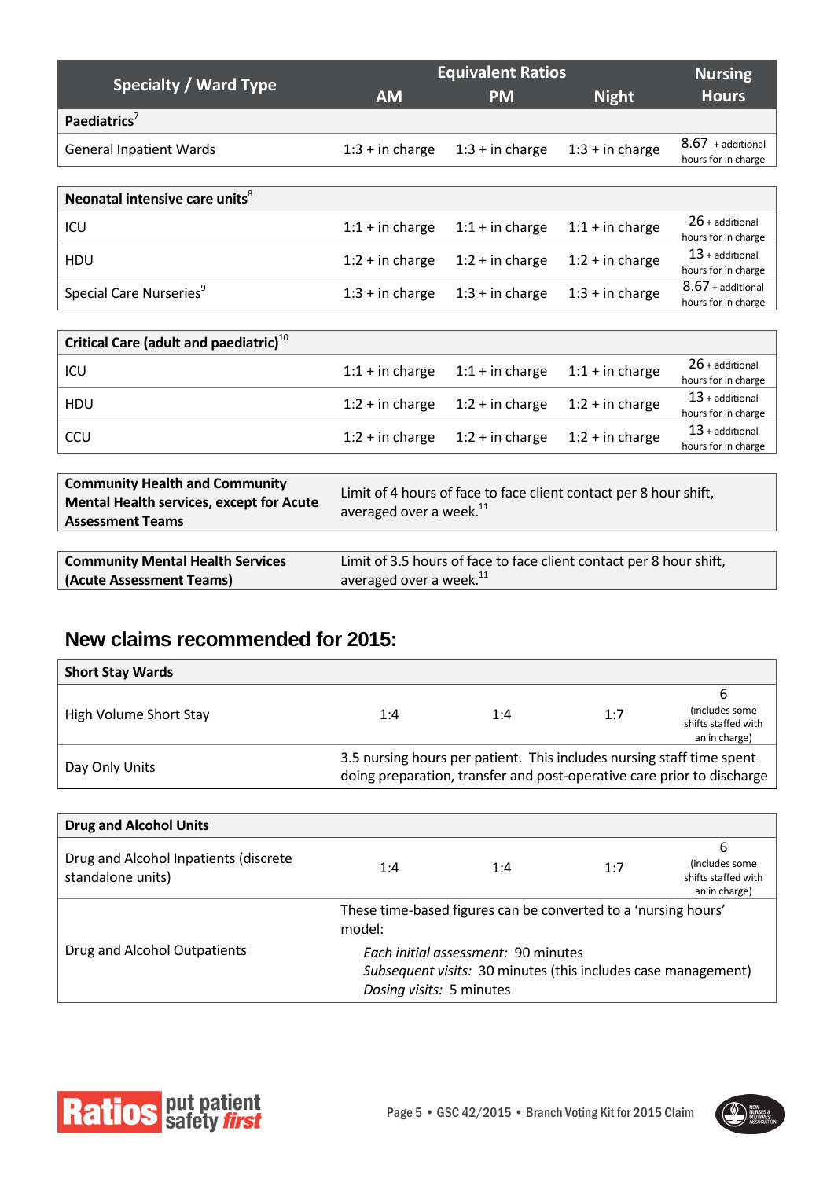| Specialty / Ward Type | Equivalent Ratios AM | PM | Night | Nursing Hours |
|---|---|---|---|---|
| **Paediatrics**[7] | | | | |
| General Inpatient Wards | 1:3 + in charge | 1:3 + in charge | 1:3 + in charge | 8.67 + additional hours for in charge |

| | | | | |
|---|---|---|---|---|
| **Neonatal intensive care units**[8] | | | | |
| ICU | 1:1 + in charge | 1:1 + in charge | 1:1 + in charge | 26 + additional hours for in charge |
| HDU | 1:2 + in charge | 1:2 + in charge | 1:2 + in charge | 13 + additional hours for in charge |
| Special Care Nurseries[9] | 1:3 + in charge | 1:3 + in charge | 1:3 + in charge | 8.67 + additional hours for in charge |

| | | | | |
|---|---|---|---|---|
| **Critical Care (adult and paediatric)**[10] | | | | |
| ICU | 1:1 + in charge | 1:1 + in charge | 1:1 + in charge | 26 + additional hours for in charge |
| HDU | 1:2 + in charge | 1:2 + in charge | 1:2 + in charge | 13 + additional hours for in charge |
| CCU | 1:2 + in charge | 1:2 + in charge | 1:2 + in charge | 13 + additional hours for in charge |

| | |
|---|---|
| **Community Health and Community Mental Health services, except for Acute Assessment Teams** | Limit of 4 hours of face to face client contact per 8 hour shift, averaged over a week.[11] |

| | |
|---|---|
| **Community Mental Health Services (Acute Assessment Teams)** | Limit of 3.5 hours of face to face client contact per 8 hour shift, averaged over a week.[11] |

## New claims recommended for 2015:

| | | | | |
|---|---|---|---|---|
| **Short Stay Wards** | | | | |
| High Volume Short Stay | 1:4 | 1:4 | 1:7 | 6 (includes some shifts staffed with an in charge) |
| Day Only Units | 3.5 nursing hours per patient. This includes nursing staff time spent doing preparation, transfer and post-operative care prior to discharge | | | |

| | | | | |
|---|---|---|---|---|
| **Drug and Alcohol Units** | | | | |
| Drug and Alcohol Inpatients (discrete standalone units) | 1:4 | 1:4 | 1:7 | 6 (includes some shifts staffed with an in charge) |
| Drug and Alcohol Outpatients | These time-based figures can be converted to a 'nursing hours' model: *Each initial assessment:* 90 minutes; *Subsequent visits:* 30 minutes (this includes case management); *Dosing visits:* 5 minutes | | | |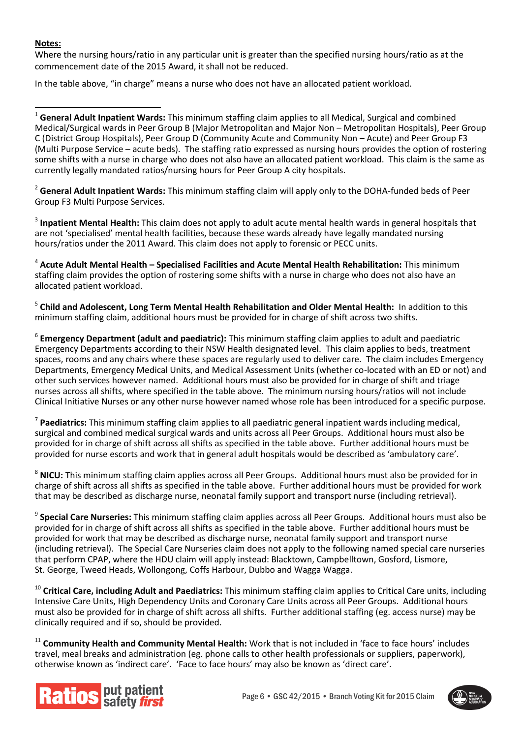**Notes:**

Where the nursing hours/ratio in any particular unit is greater than the specified nursing hours/ratio as at the commencement date of the 2015 Award, it shall not be reduced.

In the table above, "in charge" means a nurse who does not have an allocated patient workload.

---

[1] **General Adult Inpatient Wards:** This minimum staffing claim applies to all Medical, Surgical and combined Medical/Surgical wards in Peer Group B (Major Metropolitan and Major Non – Metropolitan Hospitals), Peer Group C (District Group Hospitals), Peer Group D (Community Acute and Community Non – Acute) and Peer Group F3 (Multi Purpose Service – acute beds). The staffing ratio expressed as nursing hours provides the option of rostering some shifts with a nurse in charge who does not also have an allocated patient workload. This claim is the same as currently legally mandated ratios/nursing hours for Peer Group A city hospitals.

[2] **General Adult Inpatient Wards:** This minimum staffing claim will apply only to the DOHA-funded beds of Peer Group F3 Multi Purpose Services.

[3] **Inpatient Mental Health:** This claim does not apply to adult acute mental health wards in general hospitals that are not 'specialised' mental health facilities, because these wards already have legally mandated nursing hours/ratios under the 2011 Award. This claim does not apply to forensic or PECC units.

[4] **Acute Adult Mental Health – Specialised Facilities and Acute Mental Health Rehabilitation:** This minimum staffing claim provides the option of rostering some shifts with a nurse in charge who does not also have an allocated patient workload.

[5] **Child and Adolescent, Long Term Mental Health Rehabilitation and Older Mental Health:** In addition to this minimum staffing claim, additional hours must be provided for in charge of shift across two shifts.

[6] **Emergency Department (adult and paediatric):** This minimum staffing claim applies to adult and paediatric Emergency Departments according to their NSW Health designated level. This claim applies to beds, treatment spaces, rooms and any chairs where these spaces are regularly used to deliver care. The claim includes Emergency Departments, Emergency Medical Units, and Medical Assessment Units (whether co-located with an ED or not) and other such services however named. Additional hours must also be provided for in charge of shift and triage nurses across all shifts, where specified in the table above. The minimum nursing hours/ratios will not include Clinical Initiative Nurses or any other nurse however named whose role has been introduced for a specific purpose.

[7] **Paediatrics:** This minimum staffing claim applies to all paediatric general inpatient wards including medical, surgical and combined medical surgical wards and units across all Peer Groups. Additional hours must also be provided for in charge of shift across all shifts as specified in the table above. Further additional hours must be provided for nurse escorts and work that in general adult hospitals would be described as 'ambulatory care'.

[8] **NICU:** This minimum staffing claim applies across all Peer Groups. Additional hours must also be provided for in charge of shift across all shifts as specified in the table above. Further additional hours must be provided for work that may be described as discharge nurse, neonatal family support and transport nurse (including retrieval).

[9] **Special Care Nurseries:** This minimum staffing claim applies across all Peer Groups. Additional hours must also be provided for in charge of shift across all shifts as specified in the table above. Further additional hours must be provided for work that may be described as discharge nurse, neonatal family support and transport nurse (including retrieval). The Special Care Nurseries claim does not apply to the following named special care nurseries that perform CPAP, where the HDU claim will apply instead: Blacktown, Campbelltown, Gosford, Lismore, St. George, Tweed Heads, Wollongong, Coffs Harbour, Dubbo and Wagga Wagga.

[10] **Critical Care, including Adult and Paediatrics:** This minimum staffing claim applies to Critical Care units, including Intensive Care Units, High Dependency Units and Coronary Care Units across all Peer Groups. Additional hours must also be provided for in charge of shift across all shifts. Further additional staffing (eg. access nurse) may be clinically required and if so, should be provided.

[11] **Community Health and Community Mental Health:** Work that is not included in 'face to face hours' includes travel, meal breaks and administration (eg. phone calls to other health professionals or suppliers, paperwork), otherwise known as 'indirect care'. 'Face to face hours' may also be known as 'direct care'.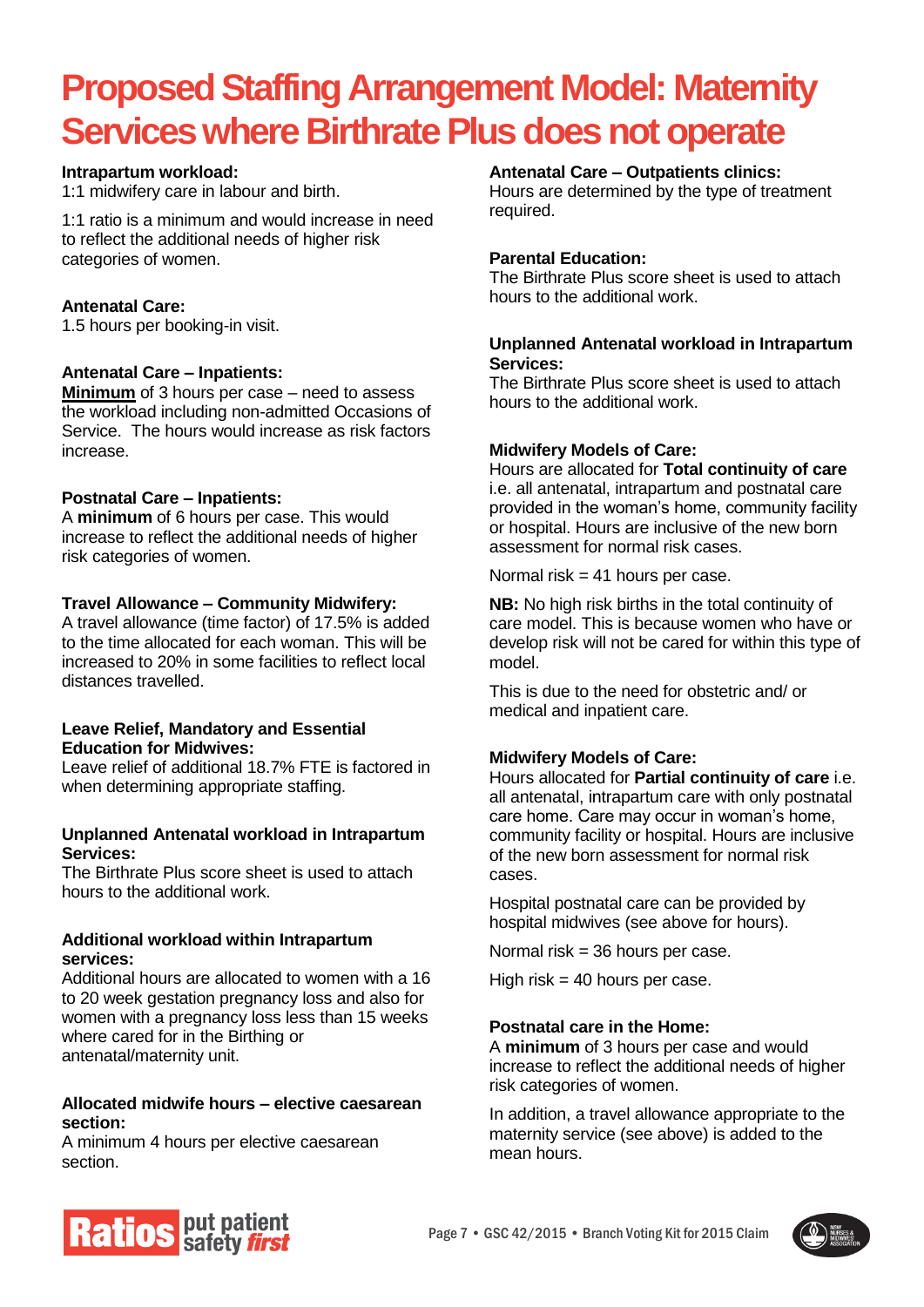# Proposed Staffing Arrangement Model: Maternity Services where Birthrate Plus does not operate

**Intrapartum workload:**
1:1 midwifery care in labour and birth.

1:1 ratio is a minimum and would increase in need to reflect the additional needs of higher risk categories of women.

**Antenatal Care:**
1.5 hours per booking-in visit.

**Antenatal Care – Inpatients:**
**Minimum** of 3 hours per case – need to assess the workload including non-admitted Occasions of Service. The hours would increase as risk factors increase.

**Postnatal Care – Inpatients:**
A **minimum** of 6 hours per case. This would increase to reflect the additional needs of higher risk categories of women.

**Travel Allowance – Community Midwifery:**
A travel allowance (time factor) of 17.5% is added to the time allocated for each woman. This will be increased to 20% in some facilities to reflect local distances travelled.

**Leave Relief, Mandatory and Essential Education for Midwives:**
Leave relief of additional 18.7% FTE is factored in when determining appropriate staffing.

**Unplanned Antenatal workload in Intrapartum Services:**
The Birthrate Plus score sheet is used to attach hours to the additional work.

**Additional workload within Intrapartum services:**
Additional hours are allocated to women with a 16 to 20 week gestation pregnancy loss and also for women with a pregnancy loss less than 15 weeks where cared for in the Birthing or antenatal/maternity unit.

**Allocated midwife hours – elective caesarean section:**
A minimum 4 hours per elective caesarean section.

**Antenatal Care – Outpatients clinics:**
Hours are determined by the type of treatment required.

**Parental Education:**
The Birthrate Plus score sheet is used to attach hours to the additional work.

**Unplanned Antenatal workload in Intrapartum Services:**
The Birthrate Plus score sheet is used to attach hours to the additional work.

**Midwifery Models of Care:**
Hours are allocated for **Total continuity of care** i.e. all antenatal, intrapartum and postnatal care provided in the woman's home, community facility or hospital. Hours are inclusive of the new born assessment for normal risk cases.

Normal risk = 41 hours per case.

**NB:** No high risk births in the total continuity of care model. This is because women who have or develop risk will not be cared for within this type of model.

This is due to the need for obstetric and/ or medical and inpatient care.

**Midwifery Models of Care:**
Hours allocated for **Partial continuity of care** i.e. all antenatal, intrapartum care with only postnatal care home. Care may occur in woman's home, community facility or hospital. Hours are inclusive of the new born assessment for normal risk cases.

Hospital postnatal care can be provided by hospital midwives (see above for hours).

Normal risk = 36 hours per case.

High risk = 40 hours per case.

**Postnatal care in the Home:**
A **minimum** of 3 hours per case and would increase to reflect the additional needs of higher risk categories of women.

In addition, a travel allowance appropriate to the maternity service (see above) is added to the mean hours.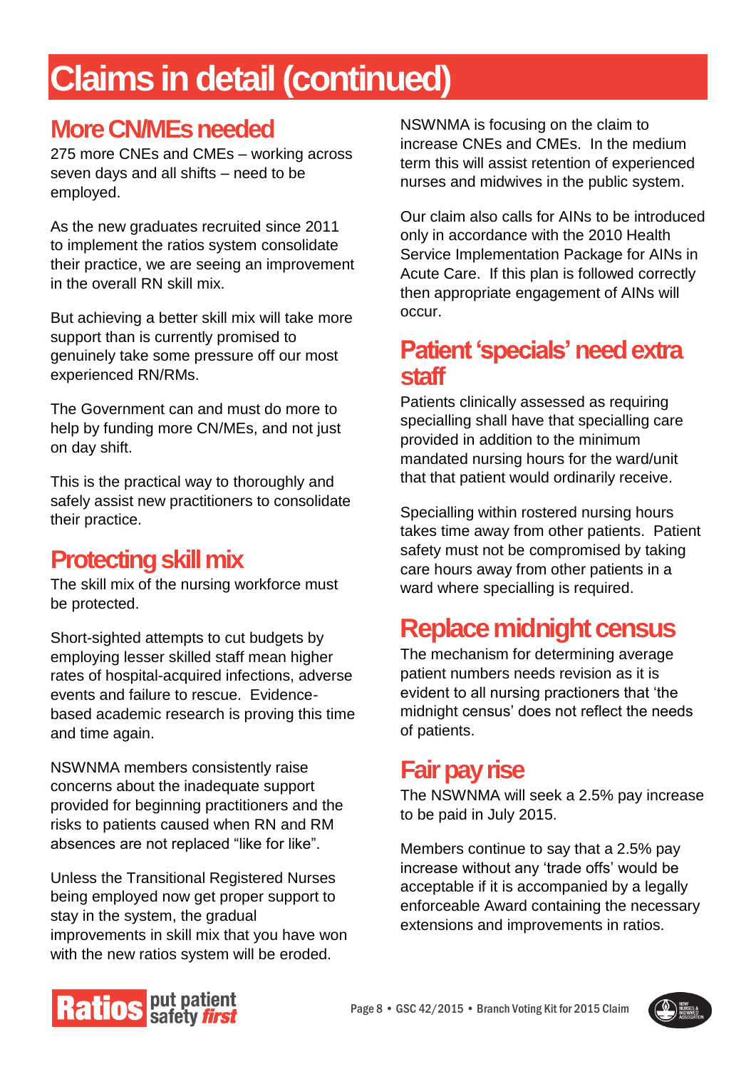# Claims in detail (continued)

## More CN/MEs needed

275 more CNEs and CMEs – working across seven days and all shifts – need to be employed.

As the new graduates recruited since 2011 to implement the ratios system consolidate their practice, we are seeing an improvement in the overall RN skill mix.

But achieving a better skill mix will take more support than is currently promised to genuinely take some pressure off our most experienced RN/RMs.

The Government can and must do more to help by funding more CN/MEs, and not just on day shift.

This is the practical way to thoroughly and safely assist new practitioners to consolidate their practice.

## Protecting skill mix

The skill mix of the nursing workforce must be protected.

Short-sighted attempts to cut budgets by employing lesser skilled staff mean higher rates of hospital-acquired infections, adverse events and failure to rescue. Evidence-based academic research is proving this time and time again.

NSWNMA members consistently raise concerns about the inadequate support provided for beginning practitioners and the risks to patients caused when RN and RM absences are not replaced "like for like".

Unless the Transitional Registered Nurses being employed now get proper support to stay in the system, the gradual improvements in skill mix that you have won with the new ratios system will be eroded.

NSWNMA is focusing on the claim to increase CNEs and CMEs. In the medium term this will assist retention of experienced nurses and midwives in the public system.

Our claim also calls for AINs to be introduced only in accordance with the 2010 Health Service Implementation Package for AINs in Acute Care. If this plan is followed correctly then appropriate engagement of AINs will occur.

## Patient 'specials' need extra staff

Patients clinically assessed as requiring specialling shall have that specialling care provided in addition to the minimum mandated nursing hours for the ward/unit that that patient would ordinarily receive.

Specialling within rostered nursing hours takes time away from other patients. Patient safety must not be compromised by taking care hours away from other patients in a ward where specialling is required.

## Replace midnight census

The mechanism for determining average patient numbers needs revision as it is evident to all nursing practioners that 'the midnight census' does not reflect the needs of patients.

## Fair pay rise

The NSWNMA will seek a 2.5% pay increase to be paid in July 2015.

Members continue to say that a 2.5% pay increase without any 'trade offs' would be acceptable if it is accompanied by a legally enforceable Award containing the necessary extensions and improvements in ratios.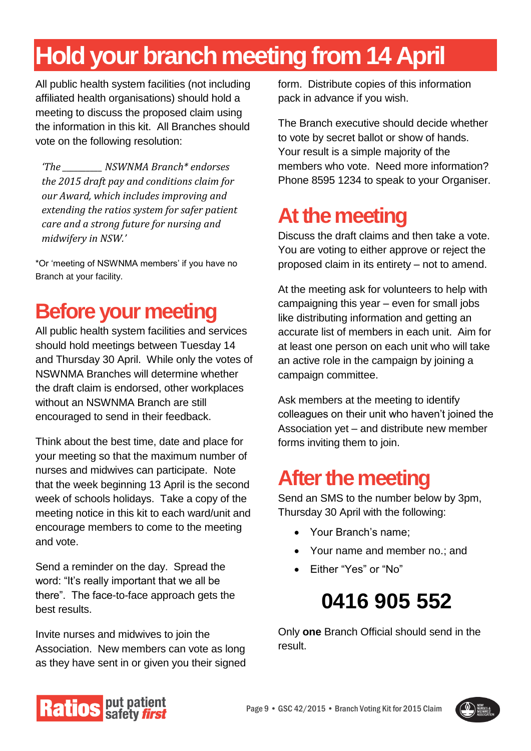# Hold your branch meeting from 14 April

All public health system facilities (not including affiliated health organisations) should hold a meeting to discuss the proposed claim using the information in this kit. All Branches should vote on the following resolution:

*'The ________ NSWNMA Branch* endorses the 2015 draft pay and conditions claim for our Award, which includes improving and extending the ratios system for safer patient care and a strong future for nursing and midwifery in NSW.'*

*Or 'meeting of NSWNMA members' if you have no Branch at your facility.

## Before your meeting

All public health system facilities and services should hold meetings between Tuesday 14 and Thursday 30 April. While only the votes of NSWNMA Branches will determine whether the draft claim is endorsed, other workplaces without an NSWNMA Branch are still encouraged to send in their feedback.

Think about the best time, date and place for your meeting so that the maximum number of nurses and midwives can participate. Note that the week beginning 13 April is the second week of schools holidays. Take a copy of the meeting notice in this kit to each ward/unit and encourage members to come to the meeting and vote.

Send a reminder on the day. Spread the word: "It's really important that we all be there". The face-to-face approach gets the best results.

Invite nurses and midwives to join the Association. New members can vote as long as they have sent in or given you their signed form. Distribute copies of this information pack in advance if you wish.

The Branch executive should decide whether to vote by secret ballot or show of hands. Your result is a simple majority of the members who vote. Need more information? Phone 8595 1234 to speak to your Organiser.

## At the meeting

Discuss the draft claims and then take a vote. You are voting to either approve or reject the proposed claim in its entirety – not to amend.

At the meeting ask for volunteers to help with campaigning this year – even for small jobs like distributing information and getting an accurate list of members in each unit. Aim for at least one person on each unit who will take an active role in the campaign by joining a campaign committee.

Ask members at the meeting to identify colleagues on their unit who haven't joined the Association yet – and distribute new member forms inviting them to join.

## After the meeting

Send an SMS to the number below by 3pm, Thursday 30 April with the following:

- Your Branch's name;
- Your name and member no.; and
- Either "Yes" or "No"

**0416 905 552**

Only **one** Branch Official should send in the result.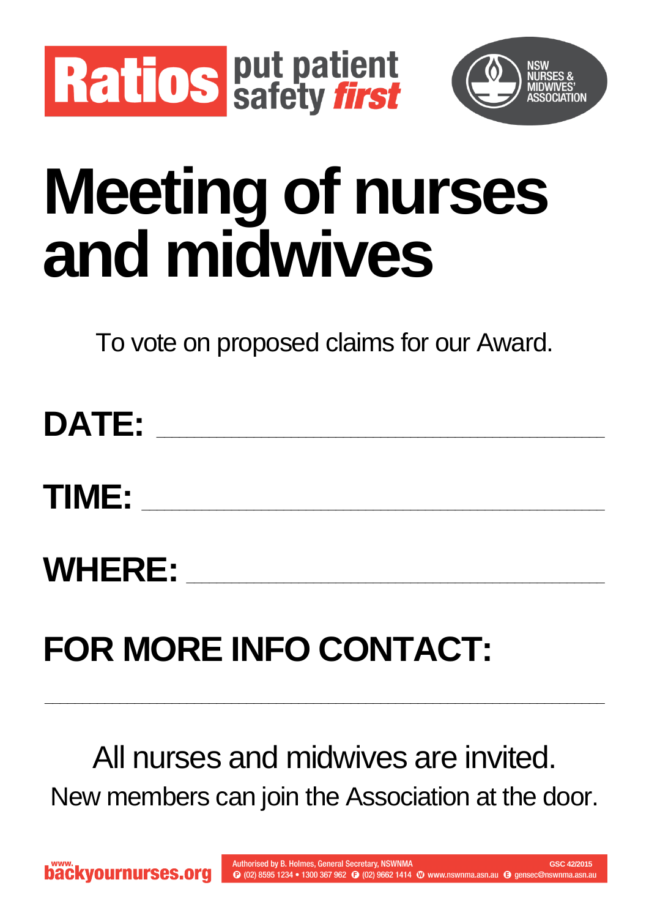Ratios put patient safety *first*

NSW NURSES & MIDWIVES' ASSOCIATION

# Meeting of nurses and midwives

To vote on proposed claims for our Award.

**DATE:** ______________________________

**TIME:** ______________________________

**WHERE:** ______________________________

## FOR MORE INFO CONTACT:

______________________________

All nurses and midwives are invited.

New members can join the Association at the door.

www.backyournurses.org

Authorised by B. Holmes, General Secretary, NSWNMA GSC 42/2015

P (02) 8595 1234 • 1300 367 962 F (02) 9662 1414 W www.nswnma.asn.au E gensec@nswnma.asn.au